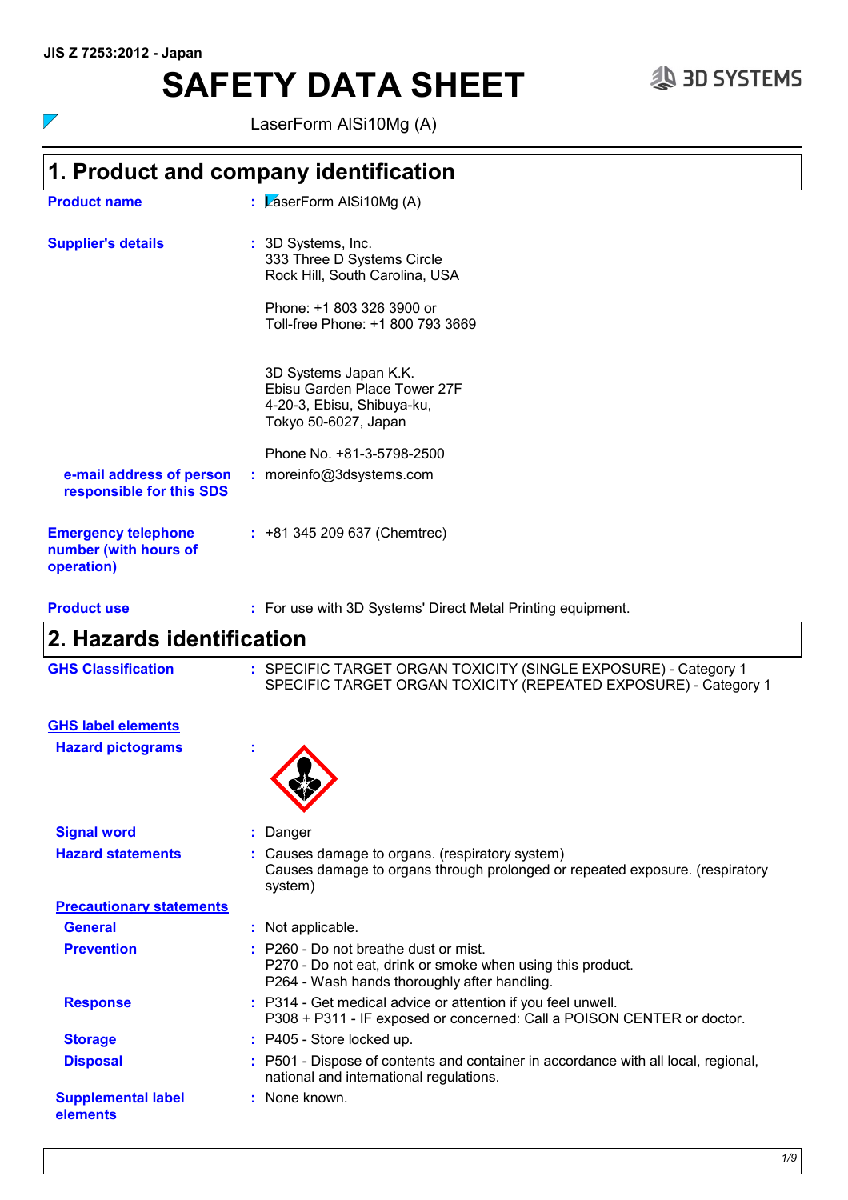JIS Z 7253:2012 - Japan

# SAFETY DATA SHEET

LaserForm AlSi10Mg (A)

## 1. Product and company identification

**Product name** : LaserForm AlSi10Mg (A)

**Supplier's details** : 3D Systems, Inc.
333 Three D Systems Circle
Rock Hill, South Carolina, USA

Phone: +1 803 326 3900 or
Toll-free Phone: +1 800 793 3669

3D Systems Japan K.K.
Ebisu Garden Place Tower 27F
4-20-3, Ebisu, Shibuya-ku,
Tokyo 50-6027, Japan

Phone No. +81-3-5798-2500

**e-mail address of person responsible for this SDS** : moreinfo@3dsystems.com

**Emergency telephone number (with hours of operation)** : +81 345 209 637 (Chemtrec)

**Product use** : For use with 3D Systems' Direct Metal Printing equipment.

## 2. Hazards identification

**GHS Classification** : SPECIFIC TARGET ORGAN TOXICITY (SINGLE EXPOSURE) - Category 1
SPECIFIC TARGET ORGAN TOXICITY (REPEATED EXPOSURE) - Category 1

**GHS label elements**

**Hazard pictograms** :

**Signal word** : Danger

**Hazard statements** : Causes damage to organs. (respiratory system)
Causes damage to organs through prolonged or repeated exposure. (respiratory system)

**Precautionary statements**

**General** : Not applicable.

**Prevention** : P260 - Do not breathe dust or mist.
P270 - Do not eat, drink or smoke when using this product.
P264 - Wash hands thoroughly after handling.

**Response** : P314 - Get medical advice or attention if you feel unwell.
P308 + P311 - IF exposed or concerned: Call a POISON CENTER or doctor.

**Storage** : P405 - Store locked up.

**Disposal** : P501 - Dispose of contents and container in accordance with all local, regional, national and international regulations.

**Supplemental label elements** : None known.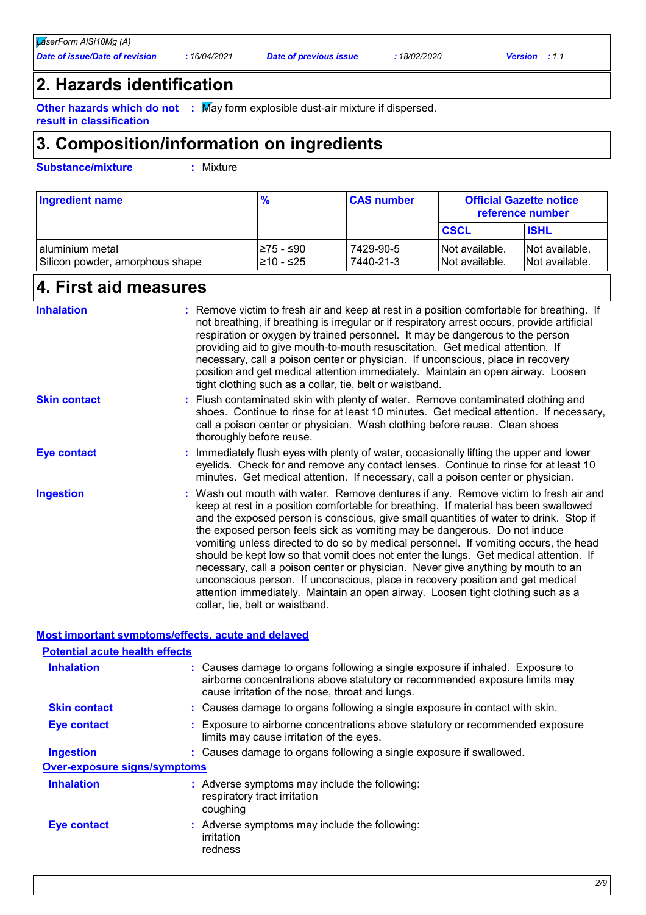## 2. Hazards identification

**Other hazards which do not result in classification** : May form explosible dust-air mixture if dispersed.

## 3. Composition/information on ingredients

**Substance/mixture** : Mixture

| Ingredient name | % | CAS number | Official Gazette notice reference number | |
|---|---|---|---|---|
| | | | **CSCL** | **ISHL** |
| aluminium metal | ≥75 - ≤90 | 7429-90-5 | Not available. | Not available. |
| Silicon powder, amorphous shape | ≥10 - ≤25 | 7440-21-3 | Not available. | Not available. |

## 4. First aid measures

**Inhalation** : Remove victim to fresh air and keep at rest in a position comfortable for breathing. If not breathing, if breathing is irregular or if respiratory arrest occurs, provide artificial respiration or oxygen by trained personnel. It may be dangerous to the person providing aid to give mouth-to-mouth resuscitation. Get medical attention. If necessary, call a poison center or physician. If unconscious, place in recovery position and get medical attention immediately. Maintain an open airway. Loosen tight clothing such as a collar, tie, belt or waistband.

**Skin contact** : Flush contaminated skin with plenty of water. Remove contaminated clothing and shoes. Continue to rinse for at least 10 minutes. Get medical attention. If necessary, call a poison center or physician. Wash clothing before reuse. Clean shoes thoroughly before reuse.

**Eye contact** : Immediately flush eyes with plenty of water, occasionally lifting the upper and lower eyelids. Check for and remove any contact lenses. Continue to rinse for at least 10 minutes. Get medical attention. If necessary, call a poison center or physician.

**Ingestion** : Wash out mouth with water. Remove dentures if any. Remove victim to fresh air and keep at rest in a position comfortable for breathing. If material has been swallowed and the exposed person is conscious, give small quantities of water to drink. Stop if the exposed person feels sick as vomiting may be dangerous. Do not induce vomiting unless directed to do so by medical personnel. If vomiting occurs, the head should be kept low so that vomit does not enter the lungs. Get medical attention. If necessary, call a poison center or physician. Never give anything by mouth to an unconscious person. If unconscious, place in recovery position and get medical attention immediately. Maintain an open airway. Loosen tight clothing such as a collar, tie, belt or waistband.

### Most important symptoms/effects, acute and delayed

#### Potential acute health effects

**Inhalation** : Causes damage to organs following a single exposure if inhaled. Exposure to airborne concentrations above statutory or recommended exposure limits may cause irritation of the nose, throat and lungs.

**Skin contact** : Causes damage to organs following a single exposure in contact with skin.

**Eye contact** : Exposure to airborne concentrations above statutory or recommended exposure limits may cause irritation of the eyes.

**Ingestion** : Causes damage to organs following a single exposure if swallowed.

#### Over-exposure signs/symptoms

**Inhalation** : Adverse symptoms may include the following:
respiratory tract irritation
coughing

**Eye contact** : Adverse symptoms may include the following:
irritation
redness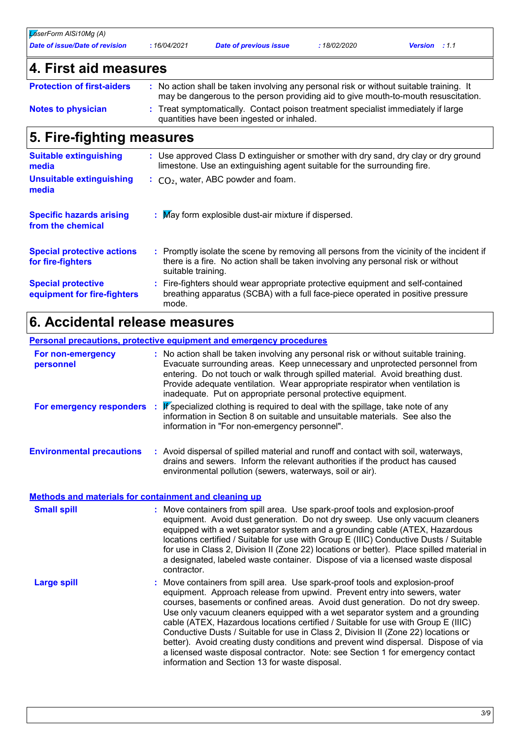# 4. First aid measures

**Protection of first-aiders** : No action shall be taken involving any personal risk or without suitable training. It may be dangerous to the person providing aid to give mouth-to-mouth resuscitation.

**Notes to physician** : Treat symptomatically. Contact poison treatment specialist immediately if large quantities have been ingested or inhaled.

# 5. Fire-fighting measures

**Suitable extinguishing media** : Use approved Class D extinguisher or smother with dry sand, dry clay or dry ground limestone. Use an extinguishing agent suitable for the surrounding fire.

**Unsuitable extinguishing media** : $CO_2$, water, ABC powder and foam.

**Specific hazards arising from the chemical** : May form explosible dust-air mixture if dispersed.

**Special protective actions for fire-fighters** : Promptly isolate the scene by removing all persons from the vicinity of the incident if there is a fire. No action shall be taken involving any personal risk or without suitable training.

**Special protective equipment for fire-fighters** : Fire-fighters should wear appropriate protective equipment and self-contained breathing apparatus (SCBA) with a full face-piece operated in positive pressure mode.

# 6. Accidental release measures

## Personal precautions, protective equipment and emergency procedures

**For non-emergency personnel** : No action shall be taken involving any personal risk or without suitable training. Evacuate surrounding areas. Keep unnecessary and unprotected personnel from entering. Do not touch or walk through spilled material. Avoid breathing dust. Provide adequate ventilation. Wear appropriate respirator when ventilation is inadequate. Put on appropriate personal protective equipment.

**For emergency responders** : If specialized clothing is required to deal with the spillage, take note of any information in Section 8 on suitable and unsuitable materials. See also the information in "For non-emergency personnel".

**Environmental precautions** : Avoid dispersal of spilled material and runoff and contact with soil, waterways, drains and sewers. Inform the relevant authorities if the product has caused environmental pollution (sewers, waterways, soil or air).

## Methods and materials for containment and cleaning up

**Small spill** : Move containers from spill area. Use spark-proof tools and explosion-proof equipment. Avoid dust generation. Do not dry sweep. Use only vacuum cleaners equipped with a wet separator system and a grounding cable (ATEX, Hazardous locations certified / Suitable for use with Group E (IIIC) Conductive Dusts / Suitable for use in Class 2, Division II (Zone 22) locations or better). Place spilled material in a designated, labeled waste container. Dispose of via a licensed waste disposal contractor.

**Large spill** : Move containers from spill area. Use spark-proof tools and explosion-proof equipment. Approach release from upwind. Prevent entry into sewers, water courses, basements or confined areas. Avoid dust generation. Do not dry sweep. Use only vacuum cleaners equipped with a wet separator system and a grounding cable (ATEX, Hazardous locations certified / Suitable for use with Group E (IIIC) Conductive Dusts / Suitable for use in Class 2, Division II (Zone 22) locations or better). Avoid creating dusty conditions and prevent wind dispersal. Dispose of via a licensed waste disposal contractor. Note: see Section 1 for emergency contact information and Section 13 for waste disposal.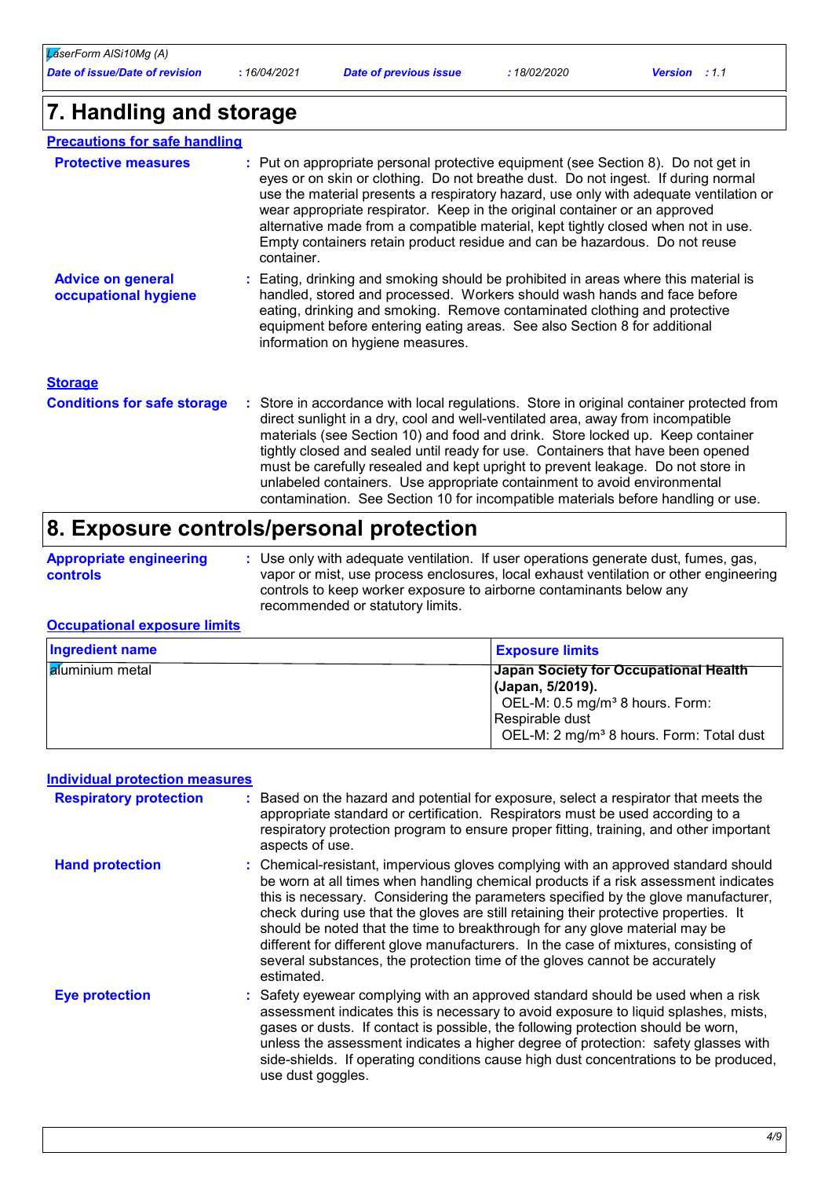## 7. Handling and storage

### Precautions for safe handling

**Protective measures** : Put on appropriate personal protective equipment (see Section 8). Do not get in eyes or on skin or clothing. Do not breathe dust. Do not ingest. If during normal use the material presents a respiratory hazard, use only with adequate ventilation or wear appropriate respirator. Keep in the original container or an approved alternative made from a compatible material, kept tightly closed when not in use. Empty containers retain product residue and can be hazardous. Do not reuse container.

**Advice on general occupational hygiene** : Eating, drinking and smoking should be prohibited in areas where this material is handled, stored and processed. Workers should wash hands and face before eating, drinking and smoking. Remove contaminated clothing and protective equipment before entering eating areas. See also Section 8 for additional information on hygiene measures.

### Storage

**Conditions for safe storage** : Store in accordance with local regulations. Store in original container protected from direct sunlight in a dry, cool and well-ventilated area, away from incompatible materials (see Section 10) and food and drink. Store locked up. Keep container tightly closed and sealed until ready for use. Containers that have been opened must be carefully resealed and kept upright to prevent leakage. Do not store in unlabeled containers. Use appropriate containment to avoid environmental contamination. See Section 10 for incompatible materials before handling or use.

## 8. Exposure controls/personal protection

**Appropriate engineering controls** : Use only with adequate ventilation. If user operations generate dust, fumes, gas, vapor or mist, use process enclosures, local exhaust ventilation or other engineering controls to keep worker exposure to airborne contaminants below any recommended or statutory limits.

### Occupational exposure limits

| Ingredient name | Exposure limits |
|---|---|
| aluminium metal | **Japan Society for Occupational Health (Japan, 5/2019).**<br>OEL-M: 0.5 mg/m³ 8 hours. Form: Respirable dust<br>OEL-M: 2 mg/m³ 8 hours. Form: Total dust |

### Individual protection measures

**Respiratory protection** : Based on the hazard and potential for exposure, select a respirator that meets the appropriate standard or certification. Respirators must be used according to a respiratory protection program to ensure proper fitting, training, and other important aspects of use.

**Hand protection** : Chemical-resistant, impervious gloves complying with an approved standard should be worn at all times when handling chemical products if a risk assessment indicates this is necessary. Considering the parameters specified by the glove manufacturer, check during use that the gloves are still retaining their protective properties. It should be noted that the time to breakthrough for any glove material may be different for different glove manufacturers. In the case of mixtures, consisting of several substances, the protection time of the gloves cannot be accurately estimated.

**Eye protection** : Safety eyewear complying with an approved standard should be used when a risk assessment indicates this is necessary to avoid exposure to liquid splashes, mists, gases or dusts. If contact is possible, the following protection should be worn, unless the assessment indicates a higher degree of protection: safety glasses with side-shields. If operating conditions cause high dust concentrations to be produced, use dust goggles.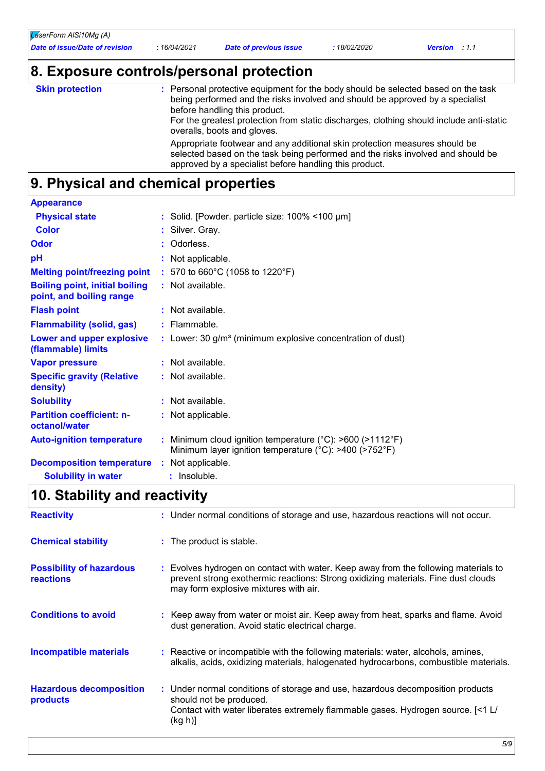## 8. Exposure controls/personal protection

| | |
|---|---|
| **Skin protection** | Personal protective equipment for the body should be selected based on the task being performed and the risks involved and should be approved by a specialist before handling this product. For the greatest protection from static discharges, clothing should include anti-static overalls, boots and gloves. Appropriate footwear and any additional skin protection measures should be selected based on the task being performed and the risks involved and should be approved by a specialist before handling this product. |

## 9. Physical and chemical properties

| | |
|---|---|
| **Appearance** | |
| **Physical state** | Solid. [Powder. particle size: 100% <100 µm] |
| **Color** | Silver. Gray. |
| **Odor** | Odorless. |
| **pH** | Not applicable. |
| **Melting point/freezing point** | 570 to 660°C (1058 to 1220°F) |
| **Boiling point, initial boiling point, and boiling range** | Not available. |
| **Flash point** | Not available. |
| **Flammability (solid, gas)** | Flammable. |
| **Lower and upper explosive (flammable) limits** | Lower: 30 g/m³ (minimum explosive concentration of dust) |
| **Vapor pressure** | Not available. |
| **Specific gravity (Relative density)** | Not available. |
| **Solubility** | Not available. |
| **Partition coefficient: n-octanol/water** | Not applicable. |
| **Auto-ignition temperature** | Minimum cloud ignition temperature (°C): >600 (>1112°F) Minimum layer ignition temperature (°C): >400 (>752°F) |
| **Decomposition temperature** | Not applicable. |
| **Solubility in water** | Insoluble. |

## 10. Stability and reactivity

| | |
|---|---|
| **Reactivity** | Under normal conditions of storage and use, hazardous reactions will not occur. |
| **Chemical stability** | The product is stable. |
| **Possibility of hazardous reactions** | Evolves hydrogen on contact with water. Keep away from the following materials to prevent strong exothermic reactions: Strong oxidizing materials. Fine dust clouds may form explosive mixtures with air. |
| **Conditions to avoid** | Keep away from water or moist air. Keep away from heat, sparks and flame. Avoid dust generation. Avoid static electrical charge. |
| **Incompatible materials** | Reactive or incompatible with the following materials: water, alcohols, amines, alkalis, acids, oxidizing materials, halogenated hydrocarbons, combustible materials. |
| **Hazardous decomposition products** | Under normal conditions of storage and use, hazardous decomposition products should not be produced. Contact with water liberates extremely flammable gases. Hydrogen source. [<1 L/(kg h)] |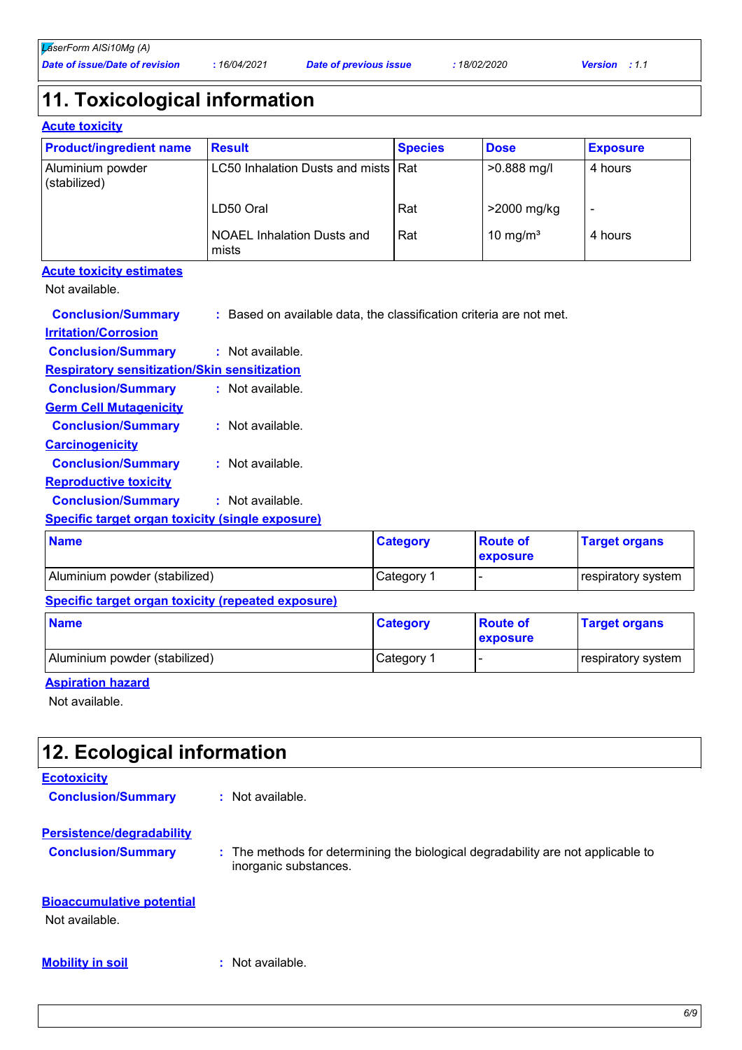## 11. Toxicological information

### Acute toxicity

| Product/ingredient name | Result | Species | Dose | Exposure |
|---|---|---|---|---|
| Aluminium powder (stabilized) | LC50 Inhalation Dusts and mists | Rat | >0.888 mg/l | 4 hours |
| | LD50 Oral | Rat | >2000 mg/kg | - |
| | NOAEL Inhalation Dusts and mists | Rat | 10 mg/m³ | 4 hours |

**Acute toxicity estimates**

Not available.

**Conclusion/Summary** : Based on available data, the classification criteria are not met.

**Irritation/Corrosion**

**Conclusion/Summary** : Not available.

**Respiratory sensitization/Skin sensitization**

**Conclusion/Summary** : Not available.

**Germ Cell Mutagenicity**

**Conclusion/Summary** : Not available.

**Carcinogenicity**

**Conclusion/Summary** : Not available.

**Reproductive toxicity**

**Conclusion/Summary** : Not available.

**Specific target organ toxicity (single exposure)**

| Name | Category | Route of exposure | Target organs |
|---|---|---|---|
| Aluminium powder (stabilized) | Category 1 | - | respiratory system |

**Specific target organ toxicity (repeated exposure)**

| Name | Category | Route of exposure | Target organs |
|---|---|---|---|
| Aluminium powder (stabilized) | Category 1 | - | respiratory system |

**Aspiration hazard**

Not available.

## 12. Ecological information

**Ecotoxicity**

**Conclusion/Summary** : Not available.

**Persistence/degradability**

**Conclusion/Summary** : The methods for determining the biological degradability are not applicable to inorganic substances.

**Bioaccumulative potential**

Not available.

**Mobility in soil** : Not available.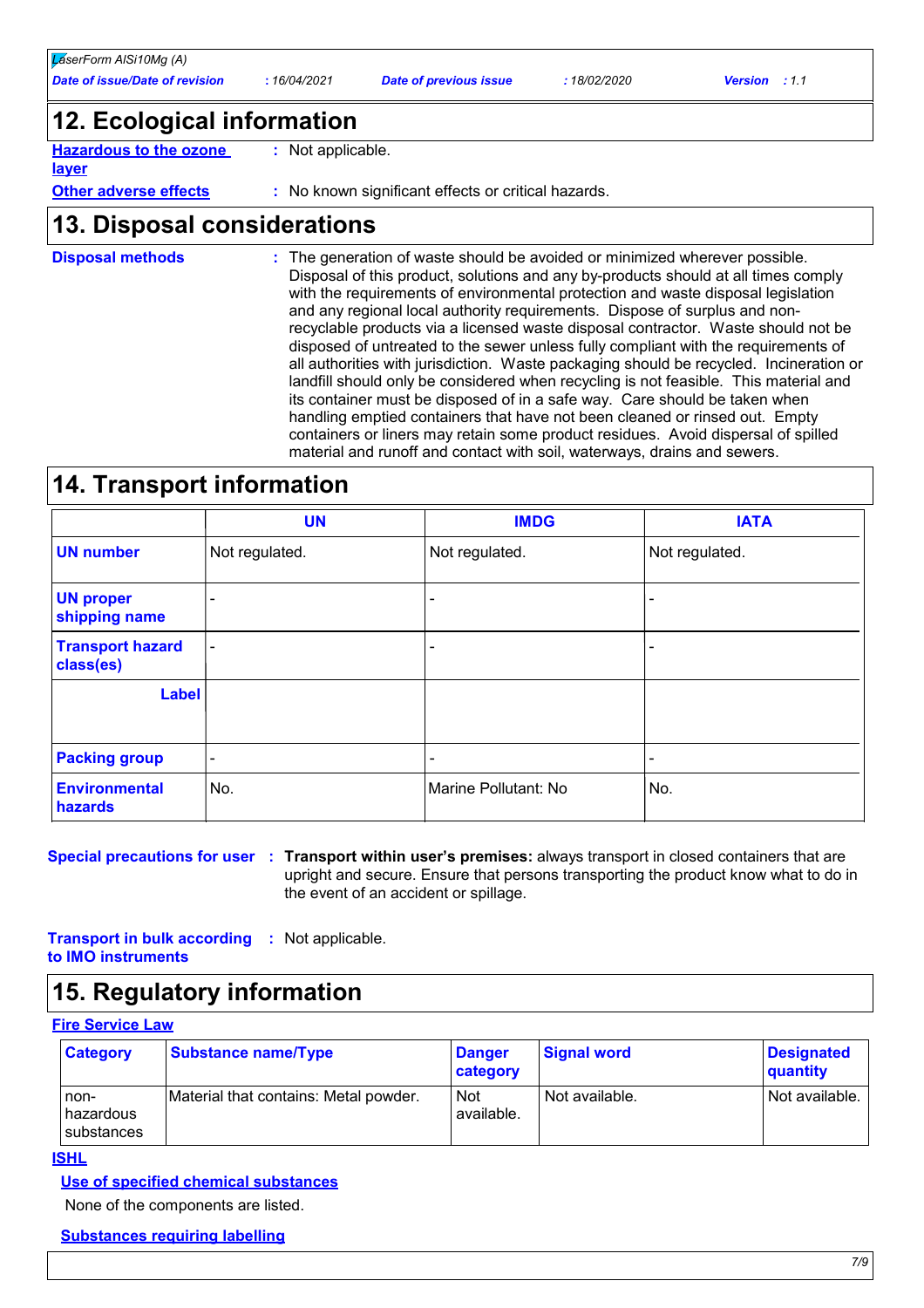## 12. Ecological information

**Hazardous to the ozone layer** : Not applicable.

**Other adverse effects** : No known significant effects or critical hazards.

## 13. Disposal considerations

**Disposal methods** : The generation of waste should be avoided or minimized wherever possible. Disposal of this product, solutions and any by-products should at all times comply with the requirements of environmental protection and waste disposal legislation and any regional local authority requirements. Dispose of surplus and non-recyclable products via a licensed waste disposal contractor. Waste should not be disposed of untreated to the sewer unless fully compliant with the requirements of all authorities with jurisdiction. Waste packaging should be recycled. Incineration or landfill should only be considered when recycling is not feasible. This material and its container must be disposed of in a safe way. Care should be taken when handling emptied containers that have not been cleaned or rinsed out. Empty containers or liners may retain some product residues. Avoid dispersal of spilled material and runoff and contact with soil, waterways, drains and sewers.

## 14. Transport information

| | UN | IMDG | IATA |
|---|---|---|---|
| **UN number** | Not regulated. | Not regulated. | Not regulated. |
| **UN proper shipping name** | - | - | - |
| **Transport hazard class(es)** | - | - | - |
| **Label** | | | |
| **Packing group** | - | - | - |
| **Environmental hazards** | No. | Marine Pollutant: No | No. |

**Special precautions for user** : **Transport within user's premises:** always transport in closed containers that are upright and secure. Ensure that persons transporting the product know what to do in the event of an accident or spillage.

**Transport in bulk according to IMO instruments** : Not applicable.

## 15. Regulatory information

**Fire Service Law**

| Category | Substance name/Type | Danger category | Signal word | Designated quantity |
|---|---|---|---|---|
| non-hazardous substances | Material that contains: Metal powder. | Not available. | Not available. | Not available. |

**ISHL**

**Use of specified chemical substances**

None of the components are listed.

**Substances requiring labelling**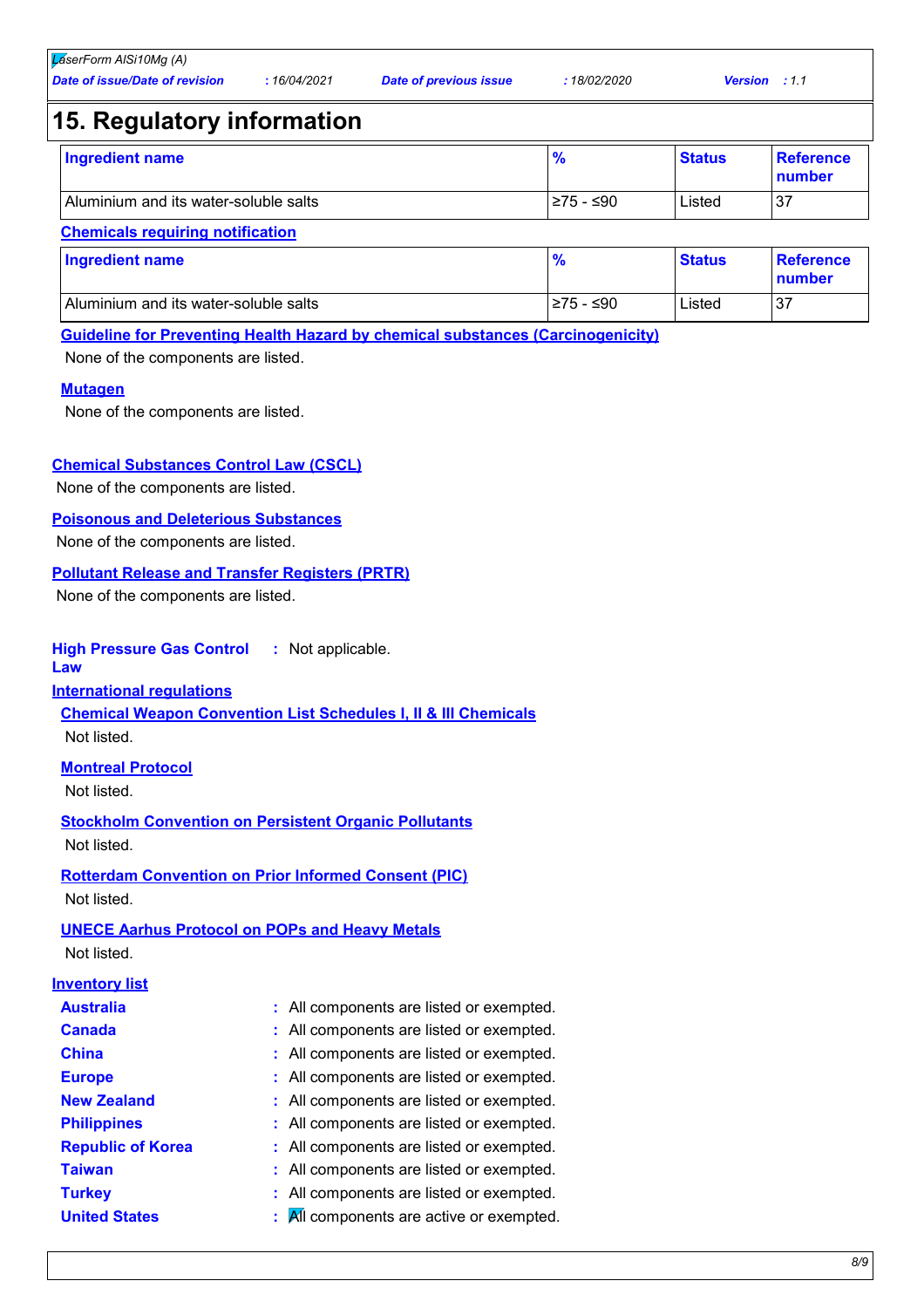## 15. Regulatory information

| Ingredient name | % | Status | Reference number |
|---|---|---|---|
| Aluminium and its water-soluble salts | ≥75 - ≤90 | Listed | 37 |

**Chemicals requiring notification**

| Ingredient name | % | Status | Reference number |
|---|---|---|---|
| Aluminium and its water-soluble salts | ≥75 - ≤90 | Listed | 37 |

**Guideline for Preventing Health Hazard by chemical substances (Carcinogenicity)**

None of the components are listed.

**Mutagen**

None of the components are listed.

**Chemical Substances Control Law (CSCL)**

None of the components are listed.

**Poisonous and Deleterious Substances**

None of the components are listed.

**Pollutant Release and Transfer Registers (PRTR)**

None of the components are listed.

**High Pressure Gas Control Law** : Not applicable.

**International regulations**

**Chemical Weapon Convention List Schedules I, II & III Chemicals**

Not listed.

**Montreal Protocol**

Not listed.

**Stockholm Convention on Persistent Organic Pollutants**

Not listed.

**Rotterdam Convention on Prior Informed Consent (PIC)**

Not listed.

**UNECE Aarhus Protocol on POPs and Heavy Metals**

Not listed.

**Inventory list**

- **Australia** : All components are listed or exempted.
- **Canada** : All components are listed or exempted.
- **China** : All components are listed or exempted.
- **Europe** : All components are listed or exempted.
- **New Zealand** : All components are listed or exempted.
- **Philippines** : All components are listed or exempted.
- **Republic of Korea** : All components are listed or exempted.
- **Taiwan** : All components are listed or exempted.
- **Turkey** : All components are listed or exempted.
- **United States** : All components are active or exempted.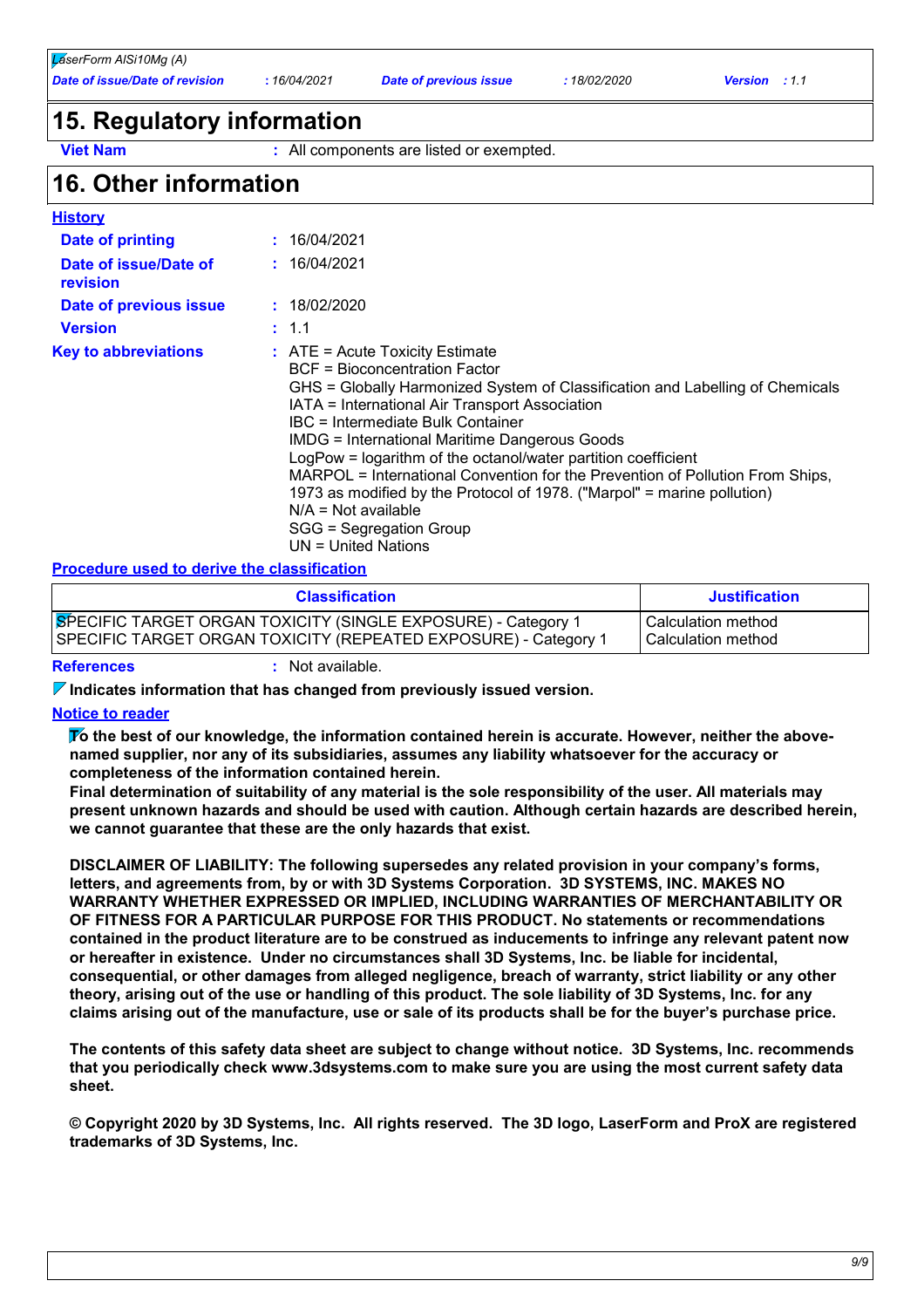## 15. Regulatory information

**Viet Nam** : All components are listed or exempted.

## 16. Other information

**History**

**Date of printing** : 16/04/2021

**Date of issue/Date of revision** : 16/04/2021

**Date of previous issue** : 18/02/2020

**Version** : 1.1

**Key to abbreviations** :
ATE = Acute Toxicity Estimate
BCF = Bioconcentration Factor
GHS = Globally Harmonized System of Classification and Labelling of Chemicals
IATA = International Air Transport Association
IBC = Intermediate Bulk Container
IMDG = International Maritime Dangerous Goods
LogPow = logarithm of the octanol/water partition coefficient
MARPOL = International Convention for the Prevention of Pollution From Ships, 1973 as modified by the Protocol of 1978. ("Marpol" = marine pollution)
N/A = Not available
SGG = Segregation Group
UN = United Nations

**Procedure used to derive the classification**

| Classification | Justification |
|---|---|
| SPECIFIC TARGET ORGAN TOXICITY (SINGLE EXPOSURE) - Category 1 | Calculation method |
| SPECIFIC TARGET ORGAN TOXICITY (REPEATED EXPOSURE) - Category 1 | Calculation method |

**References** : Not available.

**Indicates information that has changed from previously issued version.**

**Notice to reader**

**To the best of our knowledge, the information contained herein is accurate. However, neither the above-named supplier, nor any of its subsidiaries, assumes any liability whatsoever for the accuracy or completeness of the information contained herein.**
**Final determination of suitability of any material is the sole responsibility of the user. All materials may present unknown hazards and should be used with caution. Although certain hazards are described herein, we cannot guarantee that these are the only hazards that exist.**

**DISCLAIMER OF LIABILITY: The following supersedes any related provision in your company's forms, letters, and agreements from, by or with 3D Systems Corporation. 3D SYSTEMS, INC. MAKES NO WARRANTY WHETHER EXPRESSED OR IMPLIED, INCLUDING WARRANTIES OF MERCHANTABILITY OR OF FITNESS FOR A PARTICULAR PURPOSE FOR THIS PRODUCT. No statements or recommendations contained in the product literature are to be construed as inducements to infringe any relevant patent now or hereafter in existence. Under no circumstances shall 3D Systems, Inc. be liable for incidental, consequential, or other damages from alleged negligence, breach of warranty, strict liability or any other theory, arising out of the use or handling of this product. The sole liability of 3D Systems, Inc. for any claims arising out of the manufacture, use or sale of its products shall be for the buyer's purchase price.**

**The contents of this safety data sheet are subject to change without notice. 3D Systems, Inc. recommends that you periodically check www.3dsystems.com to make sure you are using the most current safety data sheet.**

**© Copyright 2020 by 3D Systems, Inc. All rights reserved. The 3D logo, LaserForm and ProX are registered trademarks of 3D Systems, Inc.**